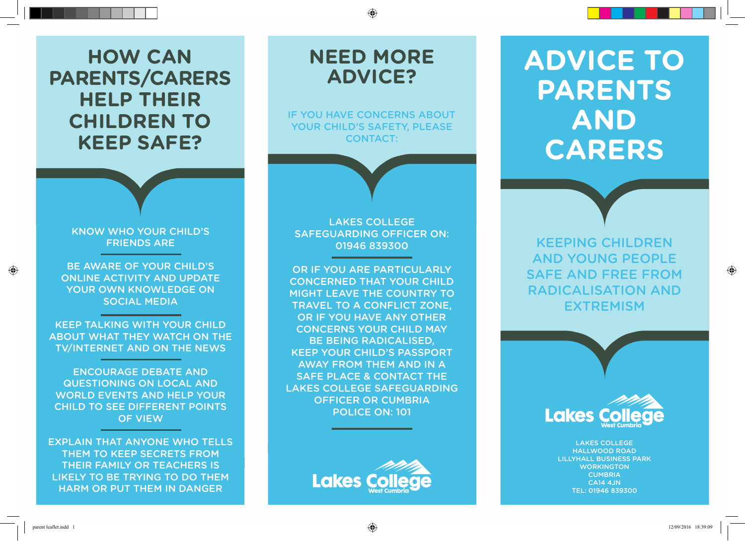# HOW CAN PARENTS/CARERS HELP THEIR CHILDREN TO KEEP SAFE?

KNOW WHO YOUR CHILD'S FRIENDS ARE

---

BE AWARE OF YOUR CHILD'S ONLINE ACTIVITY AND UPDATE YOUR OWN KNOWLEDGE ON SOCIAL MEDIA

---

KEEP TALKING WITH YOUR CHILD ABOUT WHAT THEY WATCH ON THE TV/INTERNET AND ON THE NEWS

---

ENCOURAGE DEBATE AND QUESTIONING ON LOCAL AND WORLD EVENTS AND HELP YOUR CHILD TO SEE DIFFERENT POINTS OF VIEW

---

EXPLAIN THAT ANYONE WHO TELLS THEM TO KEEP SECRETS FROM THEIR FAMILY OR TEACHERS IS LIKELY TO BE TRYING TO DO THEM HARM OR PUT THEM IN DANGER

# NEED MORE ADVICE?

IF YOU HAVE CONCERNS ABOUT YOUR CHILD'S SAFETY, PLEASE CONTACT:

LAKES COLLEGE SAFEGUARDING OFFICER ON: 01946 839300

---

OR IF YOU ARE PARTICULARLY CONCERNED THAT YOUR CHILD MIGHT LEAVE THE COUNTRY TO TRAVEL TO A CONFLICT ZONE, OR IF YOU HAVE ANY OTHER CONCERNS YOUR CHILD MAY BE BEING RADICALISED, KEEP YOUR CHILD'S PASSPORT AWAY FROM THEM AND IN A SAFE PLACE & CONTACT THE LAKES COLLEGE SAFEGUARDING OFFICER OR CUMBRIA POLICE ON: 101

---

Lakes College West Cumbria

# ADVICE TO PARENTS AND CARERS

KEEPING CHILDREN AND YOUNG PEOPLE SAFE AND FREE FROM RADICALISATION AND EXTREMISM

Lakes College West Cumbria

LAKES COLLEGE
HALLWOOD ROAD
LILLYHALL BUSINESS PARK
WORKINGTON
CUMBRIA
CA14 4JN
TEL: 01946 839300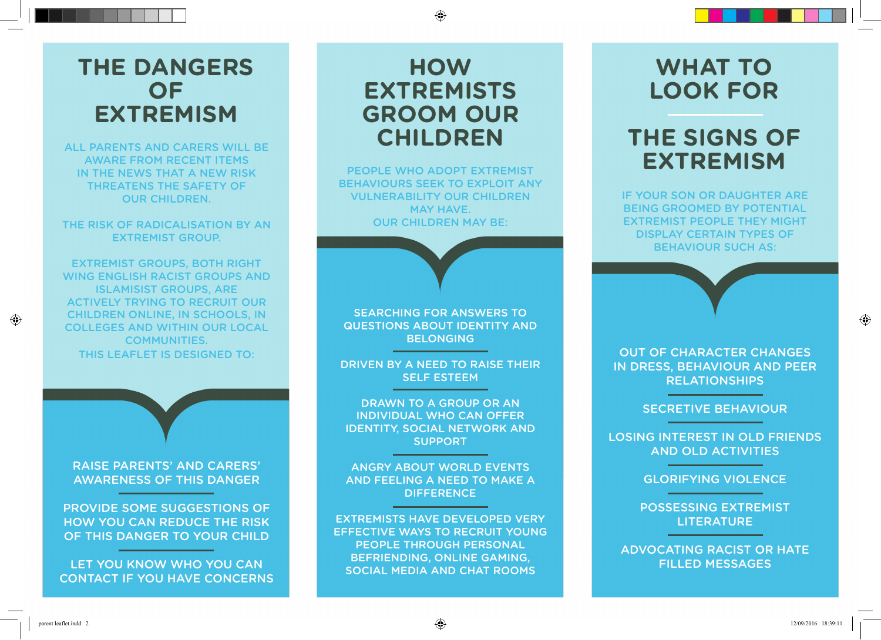# THE DANGERS OF EXTREMISM

ALL PARENTS AND CARERS WILL BE AWARE FROM RECENT ITEMS IN THE NEWS THAT A NEW RISK THREATENS THE SAFETY OF OUR CHILDREN.

THE RISK OF RADICALISATION BY AN EXTREMIST GROUP.

EXTREMIST GROUPS, BOTH RIGHT WING ENGLISH RACIST GROUPS AND ISLAMISIST GROUPS, ARE ACTIVELY TRYING TO RECRUIT OUR CHILDREN ONLINE, IN SCHOOLS, IN COLLEGES AND WITHIN OUR LOCAL COMMUNITIES.

THIS LEAFLET IS DESIGNED TO:

- RAISE PARENTS' AND CARERS' AWARENESS OF THIS DANGER
- PROVIDE SOME SUGGESTIONS OF HOW YOU CAN REDUCE THE RISK OF THIS DANGER TO YOUR CHILD
- LET YOU KNOW WHO YOU CAN CONTACT IF YOU HAVE CONCERNS

# HOW EXTREMISTS GROOM OUR CHILDREN

PEOPLE WHO ADOPT EXTREMIST BEHAVIOURS SEEK TO EXPLOIT ANY VULNERABILITY OUR CHILDREN MAY HAVE.

OUR CHILDREN MAY BE:

- SEARCHING FOR ANSWERS TO QUESTIONS ABOUT IDENTITY AND BELONGING
- DRIVEN BY A NEED TO RAISE THEIR SELF ESTEEM
- DRAWN TO A GROUP OR AN INDIVIDUAL WHO CAN OFFER IDENTITY, SOCIAL NETWORK AND SUPPORT
- ANGRY ABOUT WORLD EVENTS AND FEELING A NEED TO MAKE A DIFFERENCE

EXTREMISTS HAVE DEVELOPED VERY EFFECTIVE WAYS TO RECRUIT YOUNG PEOPLE THROUGH PERSONAL BEFRIENDING, ONLINE GAMING, SOCIAL MEDIA AND CHAT ROOMS

# WHAT TO LOOK FOR

# THE SIGNS OF EXTREMISM

IF YOUR SON OR DAUGHTER ARE BEING GROOMED BY POTENTIAL EXTREMIST PEOPLE THEY MIGHT DISPLAY CERTAIN TYPES OF BEHAVIOUR SUCH AS:

- OUT OF CHARACTER CHANGES IN DRESS, BEHAVIOUR AND PEER RELATIONSHIPS
- SECRETIVE BEHAVIOUR
- LOSING INTEREST IN OLD FRIENDS AND OLD ACTIVITIES
- GLORIFYING VIOLENCE
- POSSESSING EXTREMIST LITERATURE
- ADVOCATING RACIST OR HATE FILLED MESSAGES